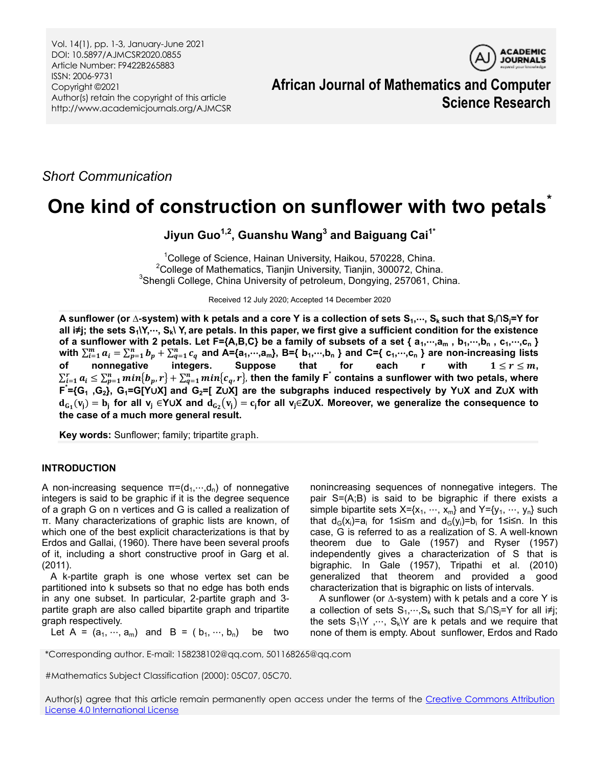*Short Communication*

# One kind of construction on sunflower with two petals*

**Jiyun Guo[1,2], Guanshu Wang[3] and Baiguang Cai[1*]**

[1]College of Science, Hainan University, Haikou, 570228, China.
[2]College of Mathematics, Tianjin University, Tianjin, 300072, China.
[3]Shengli College, China University of petroleum, Dongying, 257061, China.

Received 12 July 2020; Accepted 14 December 2020

**A sunflower (or Δ-system) with k petals and a core Y is a collection of sets $S_1,\cdots,S_k$ such that $S_i \cap S_j = Y$ for all i≠j; the sets $S_1\backslash Y,\cdots,S_k\backslash Y$, are petals. In this paper, we first give a sufficient condition for the existence of a sunflower with 2 petals. Let F={A,B,C} be a family of subsets of a set $\{a_1,\cdots,a_m, b_1,\cdots,b_n, c_1,\cdots,c_n\}$ with $\sum_{i=1}^{m} a_i = \sum_{p=1}^{n} b_p + \sum_{q=1}^{n} c_q$ and $A=\{a_1,\cdots,a_m\}$, $B=\{b_1,\cdots,b_n\}$ and $C=\{c_1,\cdots,c_n\}$ are non-increasing lists of nonnegative integers. Suppose that for each r with $1 \le r \le m$, $\sum_{i=1}^{r} a_i \le \sum_{p=1}^{n} min\{b_p, r\} + \sum_{q=1}^{n} min\{c_q, r\}$, then the family $F^*$ contains a sunflower with two petals, where $F^*=\{G_1, G_2\}$, $G_1=G[Y\cup X]$ and $G_2=[Z\cup X]$ are the subgraphs induced respectively by Y∪X and Z∪X with $d_{G_1}(v_j) = b_j$ for all $v_j \in Y\cup X$ and $d_{G_2}(v_j) = c_j$ for all $v_j \in Z\cup X$. Moreover, we generalize the consequence to the case of a much more general result.**

**Key words:** Sunflower; family; tripartite graph.

## INTRODUCTION

A non-increasing sequence $\pi=(d_1,\cdots,d_n)$ of nonnegative integers is said to be graphic if it is the degree sequence of a graph G on n vertices and G is called a realization of π. Many characterizations of graphic lists are known, of which one of the best explicit characterizations is that by Erdos and Gallai, (1960). There have been several proofs of it, including a short constructive proof in Garg et al. (2011).

A k-partite graph is one whose vertex set can be partitioned into k subsets so that no edge has both ends in any one subset. In particular, 2-partite graph and 3-partite graph are also called bipartite graph and tripartite graph respectively.

Let $A = (a_1, \cdots, a_m)$ and $B = (b_1, \cdots, b_n)$ be two nonincreasing sequences of nonnegative integers. The pair S=(A;B) is said to be bigraphic if there exists a simple bipartite sets $X=\{x_1, \cdots, x_m\}$ and $Y=\{y_1, \cdots, y_n\}$ such that $d_G(x_i)=a_i$ for $1 \le i \le m$ and $d_G(y_i)=b_i$ for $1 \le i \le n$. In this case, G is referred to as a realization of S. A well-known theorem due to Gale (1957) and Ryser (1957) independently gives a characterization of S that is bigraphic. In Gale (1957), Tripathi et al. (2010) generalized that theorem and provided a good characterization that is bigraphic on lists of intervals.

A sunflower (or Δ-system) with k petals and a core Y is a collection of sets $S_1,\cdots,S_k$ such that $S_i \cap S_j = Y$ for all i≠j; the sets $S_1\backslash Y,\cdots,S_k\backslash Y$ are k petals and we require that none of them is empty. About sunflower, Erdos and Rado

*Corresponding author. E-mail: 158238102@qq.com, 501168265@qq.com

#Mathematics Subject Classification (2000): 05C07, 05C70.

Author(s) agree that this article remain permanently open access under the terms of the Creative Commons Attribution License 4.0 International License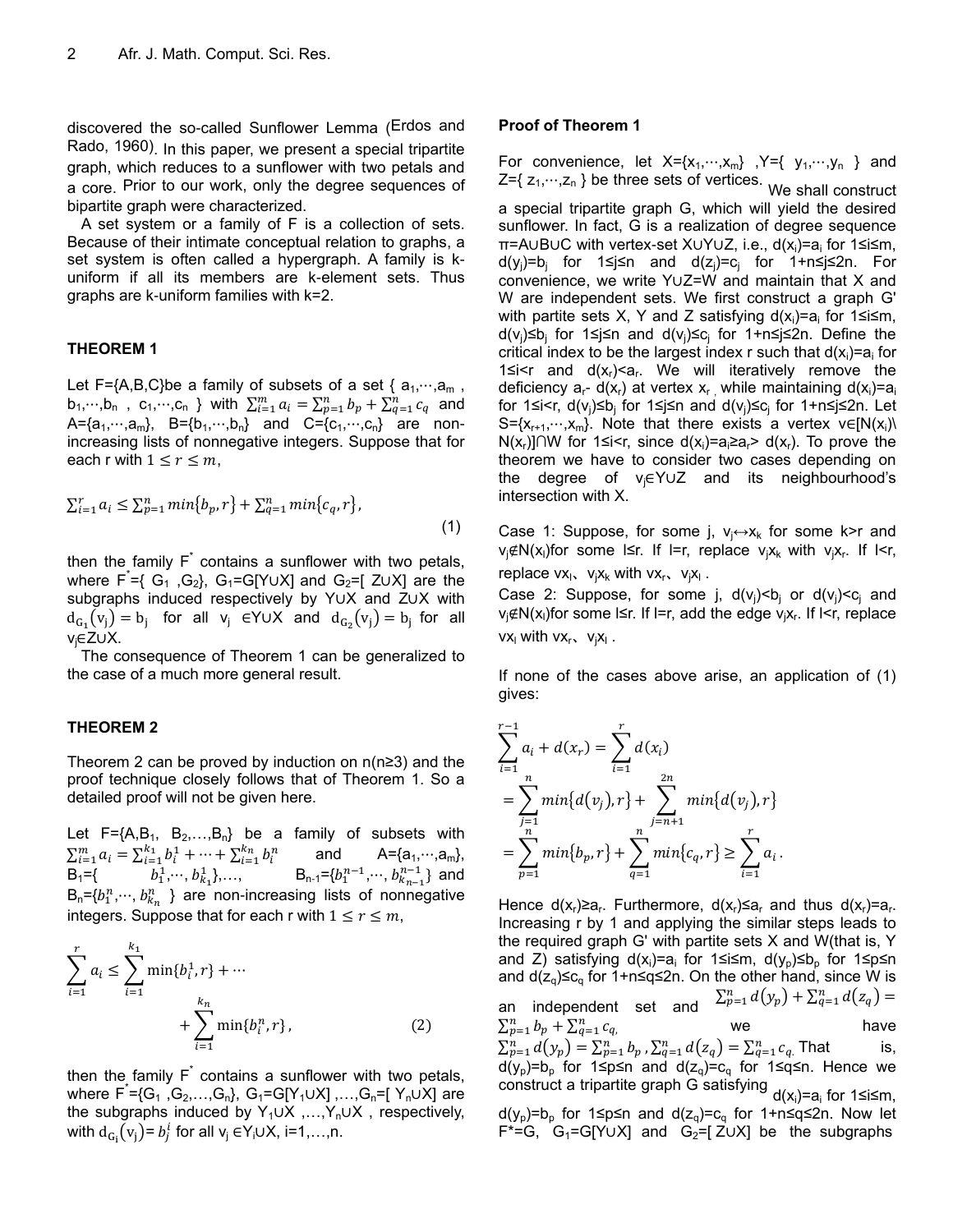discovered the so-called Sunflower Lemma (Erdos and Rado, 1960). In this paper, we present a special tripartite graph, which reduces to a sunflower with two petals and a core. Prior to our work, only the degree sequences of bipartite graph were characterized.

A set system or a family of F is a collection of sets. Because of their intimate conceptual relation to graphs, a set system is often called a hypergraph. A family is k-uniform if all its members are k-element sets. Thus graphs are k-uniform families with k=2.

### THEOREM 1

Let F={A,B,C}be a family of subsets of a set { $a_1,\cdots,a_m$ , $b_1,\cdots,b_n$ , $c_1,\cdots,c_n$ } with $\sum_{i=1}^{m} a_i = \sum_{p=1}^{n} b_p + \sum_{q=1}^{n} c_q$ and A={$a_1,\cdots,a_m$}, B={$b_1,\cdots,b_n$} and C={$c_1,\cdots,c_n$} are non-increasing lists of nonnegative integers. Suppose that for each r with $1 \le r \le m$,

$$\sum_{i=1}^{r} a_i \le \sum_{p=1}^{n} min\{b_p, r\} + \sum_{q=1}^{n} min\{c_q, r\}, \tag{1}$$

then the family $F^*$ contains a sunflower with two petals, where $F^*$={ $G_1$ ,$G_2$}, $G_1$=G[Y∪X] and $G_2$=[ Z∪X] are the subgraphs induced respectively by Y∪X and Z∪X with $d_{G_1}(v_j) = b_j$ for all $v_j$ ∈Y∪X and $d_{G_2}(v_j) = b_j$ for all $v_j$∈Z∪X.

The consequence of Theorem 1 can be generalized to the case of a much more general result.

### THEOREM 2

Theorem 2 can be proved by induction on n(n≥3) and the proof technique closely follows that of Theorem 1. So a detailed proof will not be given here.

Let F={A,$B_1$, $B_2$,…,$B_n$} be a family of subsets with $\sum_{i=1}^{m} a_i = \sum_{i=1}^{k_1} b_i^1 + \cdots + \sum_{i=1}^{k_n} b_i^n$ and A={$a_1,\cdots,a_m$}, $B_1$={ $b_1^1,\cdots,b_{k_1}^1$},…, $B_{n-1}$={$b_1^{n-1},\cdots,b_{k_{n-1}}^{n-1}$} and $B_n$={$b_1^n,\cdots,b_{k_n}^n$ } are non-increasing lists of nonnegative integers. Suppose that for each r with $1 \le r \le m$,

$$\sum_{i=1}^{r} a_i \le \sum_{i=1}^{k_1} \min\{b_i^1, r\} + \cdots + \sum_{i=1}^{k_n} \min\{b_i^n, r\}, \tag{2}$$

then the family $F^*$ contains a sunflower with two petals, where $F^*$={$G_1$ ,$G_2$,…,$G_n$}, $G_1$=G[$Y_1$∪X] ,…,$G_n$=[ $Y_n$∪X] are the subgraphs induced by $Y_1$∪X ,…,$Y_n$∪X , respectively, with $d_{G_i}(v_j) = b_j^i$ for all $v_j$ ∈$Y_i$∪X, i=1,…,n.

### Proof of Theorem 1

For convenience, let X={$x_1,\cdots,x_m$} ,Y={ $y_1,\cdots,y_n$ } and Z={ $z_1,\cdots,z_n$ } be three sets of vertices. We shall construct a special tripartite graph G, which will yield the desired sunflower. In fact, G is a realization of degree sequence π=A∪B∪C with vertex-set X∪Y∪Z, i.e., $d(x_i)=a_i$ for 1≤i≤m, $d(y_j)=b_j$ for 1≤j≤n and $d(z_j)=c_j$ for 1+n≤j≤2n. For convenience, we write Y∪Z=W and maintain that X and W are independent sets. We first construct a graph G' with partite sets X, Y and Z satisfying $d(x_i)=a_i$ for 1≤i≤m, $d(v_j)\le b_j$ for 1≤j≤n and $d(v_j)\le c_j$ for 1+n≤j≤2n. Define the critical index to be the largest index r such that $d(x_i)=a_i$ for 1≤i<r and $d(x_r)<a_r$. We will iteratively remove the deficiency $a_r$- $d(x_r)$ at vertex $x_r$ , while maintaining $d(x_i)=a_i$ for 1≤i<r, $d(v_j)\le b_j$ for 1≤j≤n and $d(v_j)\le c_j$ for 1+n≤j≤2n. Let S={$x_{r+1},\cdots,x_m$}. Note that there exists a vertex v∈[N($x_i$)\ N($x_r$)]∩W for 1≤i<r, since $d(x_i)=a_i\ge a_r$> $d(x_r)$. To prove the theorem we have to consider two cases depending on the degree of $v_j$∈Y∪Z and its neighbourhood's intersection with X.

Case 1: Suppose, for some j, $v_j$↔$x_k$ for some k>r and $v_j$∉N($x_l$)for some l≤r. If l=r, replace $v_jx_k$ with $v_jx_r$. If l<r, replace $vx_l$、$v_jx_k$ with $vx_r$、$v_jx_l$ .

Case 2: Suppose, for some j, $d(v_j)<b_j$ or $d(v_j)<c_j$ and $v_j$∉N($x_l$)for some l≤r. If l=r, add the edge $v_jx_r$. If l<r, replace $vx_l$ with $vx_r$、$v_jx_l$ .

If none of the cases above arise, an application of (1) gives:

$$\sum_{i=1}^{r-1} a_i + d(x_r) = \sum_{i=1}^{r} d(x_i)$$
$$= \sum_{j=1}^{n} min\{d(v_j), r\} + \sum_{j=n+1}^{2n} min\{d(v_j), r\}$$
$$= \sum_{p=1}^{n} min\{b_p, r\} + \sum_{q=1}^{n} min\{c_q, r\} \ge \sum_{i=1}^{r} a_i .$$

Hence $d(x_r)\ge a_r$. Furthermore, $d(x_r)\le a_r$ and thus $d(x_r)=a_r$. Increasing r by 1 and applying the similar steps leads to the required graph G' with partite sets X and W(that is, Y and Z) satisfying $d(x_i)=a_i$ for 1≤i≤m, $d(y_p)\le b_p$ for 1≤p≤n and $d(z_q)\le c_q$ for 1+n≤q≤2n. On the other hand, since W is an independent set and $\sum_{p=1}^{n} d(y_p) + \sum_{q=1}^{n} d(z_q) = \sum_{p=1}^{n} b_p + \sum_{q=1}^{n} c_q$, we have $\sum_{p=1}^{n} d(y_p) = \sum_{p=1}^{n} b_p$ , $\sum_{q=1}^{n} d(z_q) = \sum_{q=1}^{n} c_q$. That is, $d(y_p)=b_p$ for 1≤p≤n and $d(z_q)=c_q$ for 1≤q≤n. Hence we construct a tripartite graph G satisfying $d(x_i)=a_i$ for 1≤i≤m, $d(y_p)=b_p$ for 1≤p≤n and $d(z_q)=c_q$ for 1+n≤q≤2n. Now let F*=G, $G_1$=G[Y∪X] and $G_2$=[ Z∪X] be the subgraphs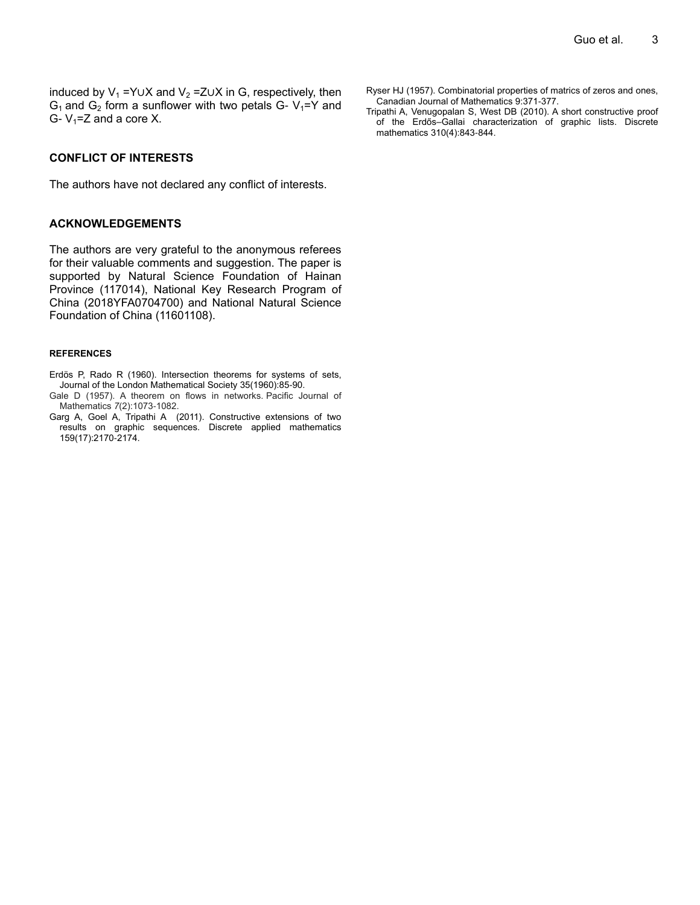induced by $V_1 = Y \cup X$ and $V_2 = Z \cup X$ in G, respectively, then $G_1$ and $G_2$ form a sunflower with two petals $G - V_1 = Y$ and $G - V_1 = Z$ and a core X.

## CONFLICT OF INTERESTS

The authors have not declared any conflict of interests.

## ACKNOWLEDGEMENTS

The authors are very grateful to the anonymous referees for their valuable comments and suggestion. The paper is supported by Natural Science Foundation of Hainan Province (117014), National Key Research Program of China (2018YFA0704700) and National Natural Science Foundation of China (11601108).

### REFERENCES

Erdös P, Rado R (1960). Intersection theorems for systems of sets, Journal of the London Mathematical Society 35(1960):85-90.

Gale D (1957). A theorem on flows in networks. Pacific Journal of Mathematics 7(2):1073-1082.

Garg A, Goel A, Tripathi A (2011). Constructive extensions of two results on graphic sequences. Discrete applied mathematics 159(17):2170-2174.

Ryser HJ (1957). Combinatorial properties of matrics of zeros and ones, Canadian Journal of Mathematics 9:371-377.

Tripathi A, Venugopalan S, West DB (2010). A short constructive proof of the Erdős–Gallai characterization of graphic lists. Discrete mathematics 310(4):843-844.